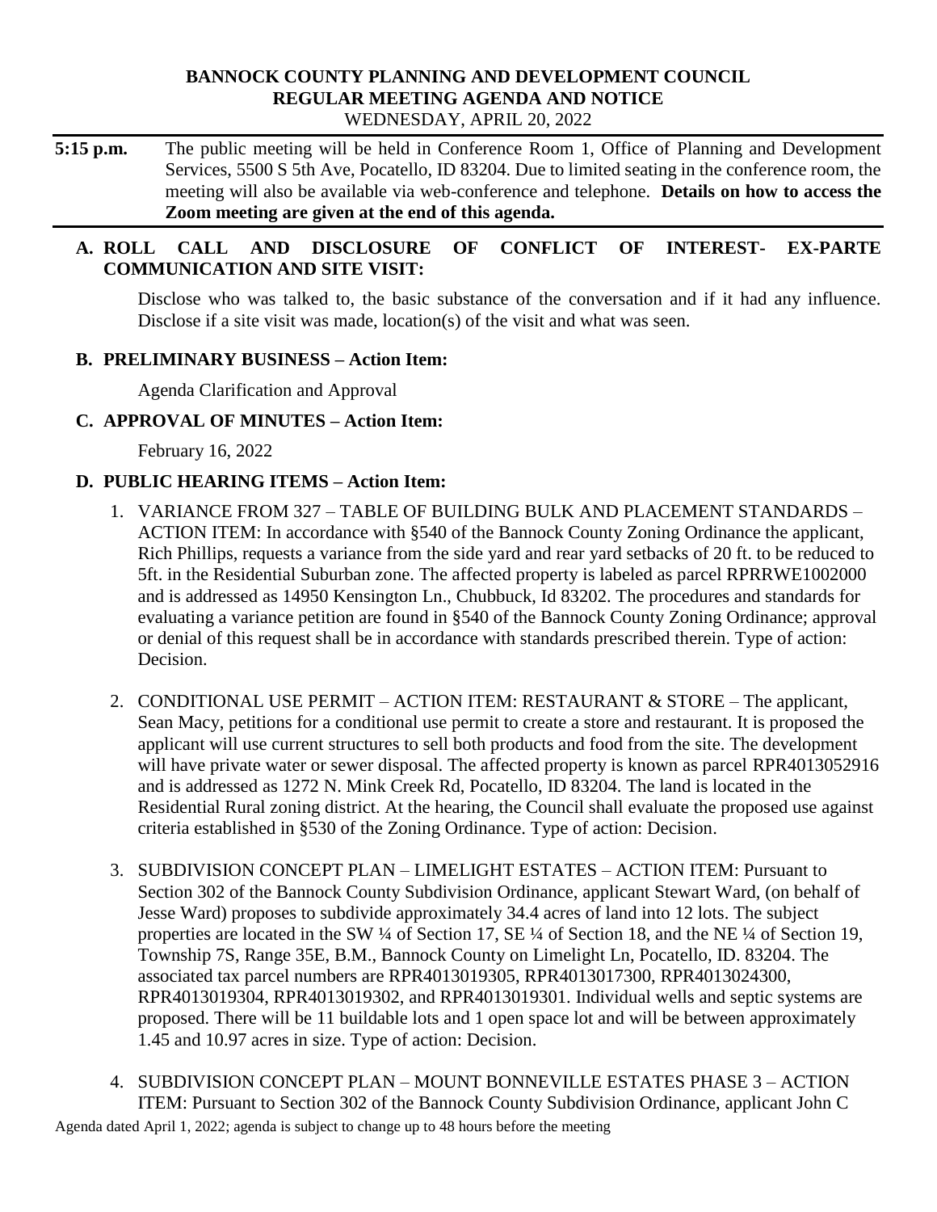**BANNOCK COUNTY PLANNING AND DEVELOPMENT COUNCIL**
**REGULAR MEETING AGENDA AND NOTICE**
WEDNESDAY, APRIL 20, 2022

**5:15 p.m.** The public meeting will be held in Conference Room 1, Office of Planning and Development Services, 5500 S 5th Ave, Pocatello, ID 83204. Due to limited seating in the conference room, the meeting will also be available via web-conference and telephone. **Details on how to access the Zoom meeting are given at the end of this agenda.**

**A. ROLL CALL AND DISCLOSURE OF CONFLICT OF INTEREST- EX-PARTE COMMUNICATION AND SITE VISIT:**

Disclose who was talked to, the basic substance of the conversation and if it had any influence. Disclose if a site visit was made, location(s) of the visit and what was seen.

**B. PRELIMINARY BUSINESS – Action Item:**

Agenda Clarification and Approval

**C. APPROVAL OF MINUTES – Action Item:**

February 16, 2022

**D. PUBLIC HEARING ITEMS – Action Item:**

1. VARIANCE FROM 327 – TABLE OF BUILDING BULK AND PLACEMENT STANDARDS – ACTION ITEM: In accordance with §540 of the Bannock County Zoning Ordinance the applicant, Rich Phillips, requests a variance from the side yard and rear yard setbacks of 20 ft. to be reduced to 5ft. in the Residential Suburban zone. The affected property is labeled as parcel RPRRWE1002000 and is addressed as 14950 Kensington Ln., Chubbuck, Id 83202. The procedures and standards for evaluating a variance petition are found in §540 of the Bannock County Zoning Ordinance; approval or denial of this request shall be in accordance with standards prescribed therein. Type of action: Decision.

2. CONDITIONAL USE PERMIT – ACTION ITEM: RESTAURANT & STORE – The applicant, Sean Macy, petitions for a conditional use permit to create a store and restaurant. It is proposed the applicant will use current structures to sell both products and food from the site. The development will have private water or sewer disposal. The affected property is known as parcel RPR4013052916 and is addressed as 1272 N. Mink Creek Rd, Pocatello, ID 83204. The land is located in the Residential Rural zoning district. At the hearing, the Council shall evaluate the proposed use against criteria established in §530 of the Zoning Ordinance. Type of action: Decision.

3. SUBDIVISION CONCEPT PLAN – LIMELIGHT ESTATES – ACTION ITEM: Pursuant to Section 302 of the Bannock County Subdivision Ordinance, applicant Stewart Ward, (on behalf of Jesse Ward) proposes to subdivide approximately 34.4 acres of land into 12 lots. The subject properties are located in the SW ¼ of Section 17, SE ¼ of Section 18, and the NE ¼ of Section 19, Township 7S, Range 35E, B.M., Bannock County on Limelight Ln, Pocatello, ID. 83204. The associated tax parcel numbers are RPR4013019305, RPR4013017300, RPR4013024300, RPR4013019304, RPR4013019302, and RPR4013019301. Individual wells and septic systems are proposed. There will be 11 buildable lots and 1 open space lot and will be between approximately 1.45 and 10.97 acres in size. Type of action: Decision.

4. SUBDIVISION CONCEPT PLAN – MOUNT BONNEVILLE ESTATES PHASE 3 – ACTION ITEM: Pursuant to Section 302 of the Bannock County Subdivision Ordinance, applicant John C

Agenda dated April 1, 2022; agenda is subject to change up to 48 hours before the meeting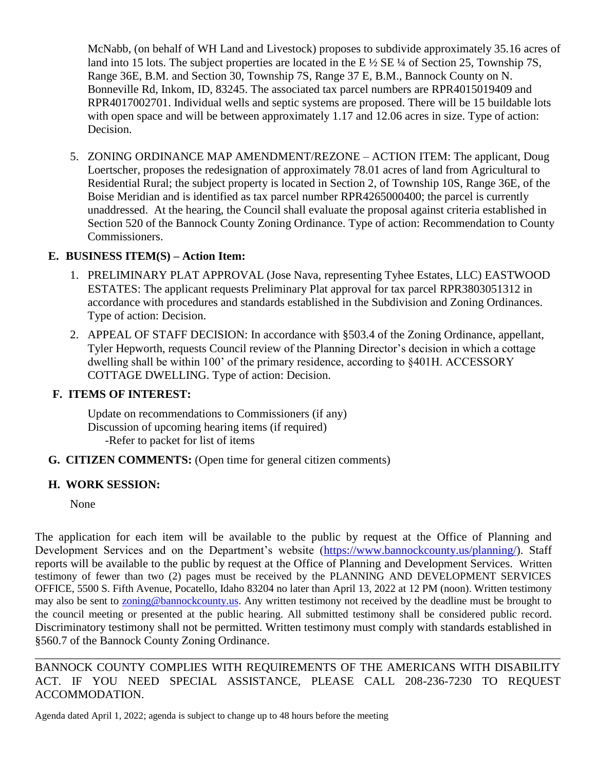McNabb, (on behalf of WH Land and Livestock) proposes to subdivide approximately 35.16 acres of land into 15 lots. The subject properties are located in the E ½ SE ¼ of Section 25, Township 7S, Range 36E, B.M. and Section 30, Township 7S, Range 37 E, B.M., Bannock County on N. Bonneville Rd, Inkom, ID, 83245. The associated tax parcel numbers are RPR4015019409 and RPR4017002701. Individual wells and septic systems are proposed. There will be 15 buildable lots with open space and will be between approximately 1.17 and 12.06 acres in size. Type of action: Decision.

5. ZONING ORDINANCE MAP AMENDMENT/REZONE – ACTION ITEM: The applicant, Doug Loertscher, proposes the redesignation of approximately 78.01 acres of land from Agricultural to Residential Rural; the subject property is located in Section 2, of Township 10S, Range 36E, of the Boise Meridian and is identified as tax parcel number RPR4265000400; the parcel is currently unaddressed. At the hearing, the Council shall evaluate the proposal against criteria established in Section 520 of the Bannock County Zoning Ordinance. Type of action: Recommendation to County Commissioners.

**E. BUSINESS ITEM(S) – Action Item:**

1. PRELIMINARY PLAT APPROVAL (Jose Nava, representing Tyhee Estates, LLC) EASTWOOD ESTATES: The applicant requests Preliminary Plat approval for tax parcel RPR3803051312 in accordance with procedures and standards established in the Subdivision and Zoning Ordinances. Type of action: Decision.
2. APPEAL OF STAFF DECISION: In accordance with §503.4 of the Zoning Ordinance, appellant, Tyler Hepworth, requests Council review of the Planning Director's decision in which a cottage dwelling shall be within 100' of the primary residence, according to §401H. ACCESSORY COTTAGE DWELLING. Type of action: Decision.

**F. ITEMS OF INTEREST:**

Update on recommendations to Commissioners (if any)
Discussion of upcoming hearing items (if required)
-Refer to packet for list of items

**G. CITIZEN COMMENTS:** (Open time for general citizen comments)

**H. WORK SESSION:**

None

The application for each item will be available to the public by request at the Office of Planning and Development Services and on the Department's website (https://www.bannockcounty.us/planning/). Staff reports will be available to the public by request at the Office of Planning and Development Services. Written testimony of fewer than two (2) pages must be received by the PLANNING AND DEVELOPMENT SERVICES OFFICE, 5500 S. Fifth Avenue, Pocatello, Idaho 83204 no later than April 13, 2022 at 12 PM (noon). Written testimony may also be sent to zoning@bannockcounty.us. Any written testimony not received by the deadline must be brought to the council meeting or presented at the public hearing. All submitted testimony shall be considered public record. Discriminatory testimony shall not be permitted. Written testimony must comply with standards established in §560.7 of the Bannock County Zoning Ordinance.

---

BANNOCK COUNTY COMPLIES WITH REQUIREMENTS OF THE AMERICANS WITH DISABILITY ACT. IF YOU NEED SPECIAL ASSISTANCE, PLEASE CALL 208-236-7230 TO REQUEST ACCOMMODATION.

Agenda dated April 1, 2022; agenda is subject to change up to 48 hours before the meeting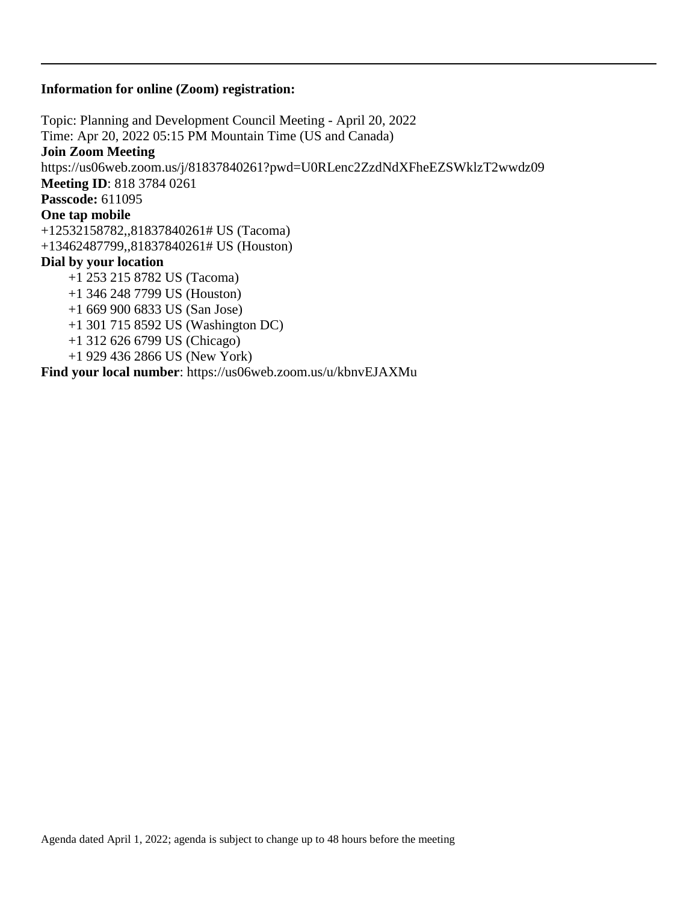---

**Information for online (Zoom) registration:**

Topic: Planning and Development Council Meeting - April 20, 2022
Time: Apr 20, 2022 05:15 PM Mountain Time (US and Canada)
**Join Zoom Meeting**
https://us06web.zoom.us/j/81837840261?pwd=U0RLenc2ZzdNdXFheEZSWklzT2wwdz09
**Meeting ID**: 818 3784 0261
**Passcode:** 611095
**One tap mobile**
+12532158782,,81837840261# US (Tacoma)
+13462487799,,81837840261# US (Houston)
**Dial by your location**

- +1 253 215 8782 US (Tacoma)
- +1 346 248 7799 US (Houston)
- +1 669 900 6833 US (San Jose)
- +1 301 715 8592 US (Washington DC)
- +1 312 626 6799 US (Chicago)
- +1 929 436 2866 US (New York)

**Find your local number**: https://us06web.zoom.us/u/kbnvEJAXMu

Agenda dated April 1, 2022; agenda is subject to change up to 48 hours before the meeting